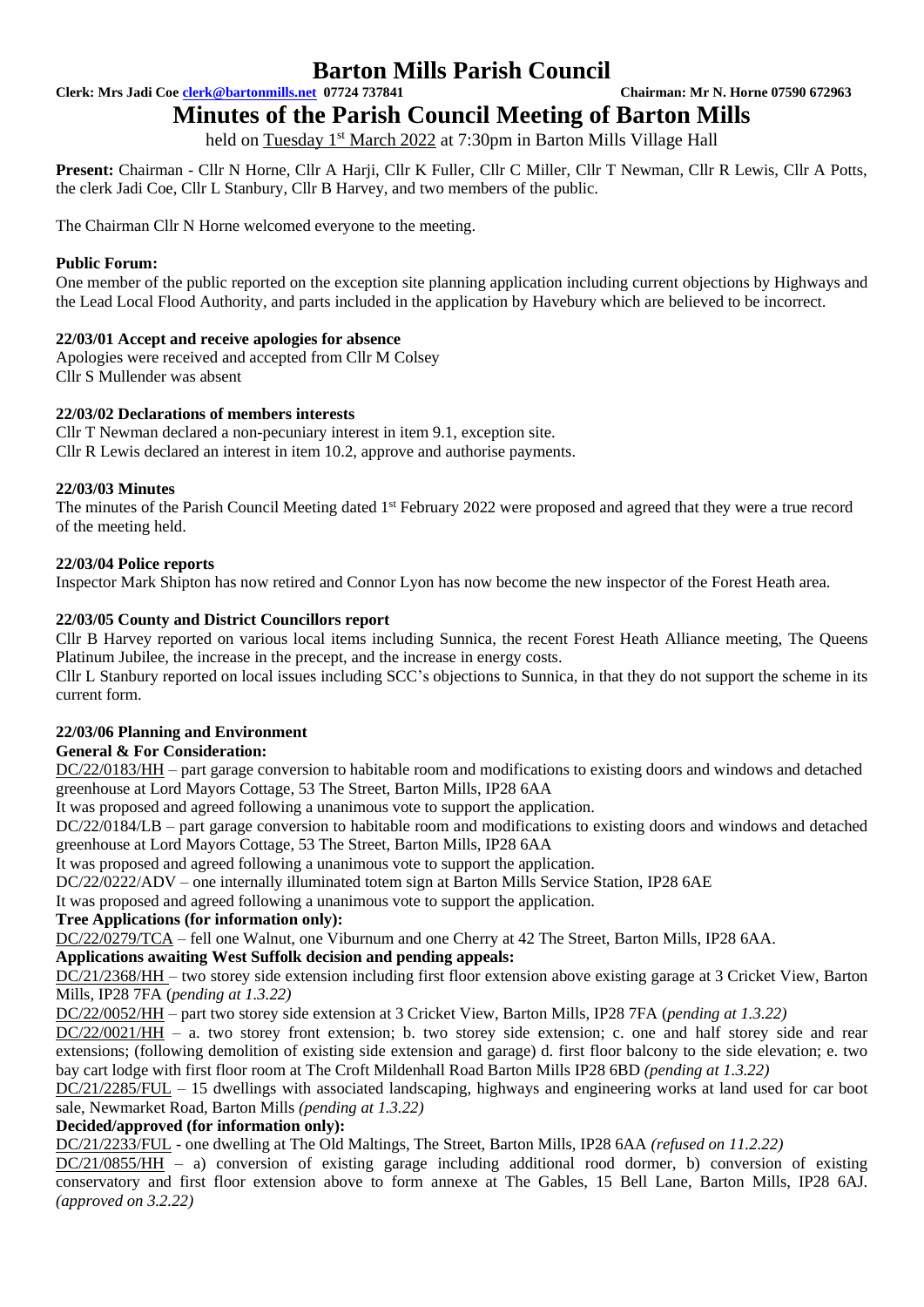# Barton Mills Parish Council

**Clerk: Mrs Jadi Coe clerk@bartonmills.net 07724 737841** **Chairman: Mr N. Horne 07590 672963**

## Minutes of the Parish Council Meeting of Barton Mills

held on Tuesday 1st March 2022 at 7:30pm in Barton Mills Village Hall

**Present:** Chairman - Cllr N Horne, Cllr A Harji, Cllr K Fuller, Cllr C Miller, Cllr T Newman, Cllr R Lewis, Cllr A Potts, the clerk Jadi Coe, Cllr L Stanbury, Cllr B Harvey, and two members of the public.

The Chairman Cllr N Horne welcomed everyone to the meeting.

**Public Forum:**

One member of the public reported on the exception site planning application including current objections by Highways and the Lead Local Flood Authority, and parts included in the application by Havebury which are believed to be incorrect.

**22/03/01 Accept and receive apologies for absence**

Apologies were received and accepted from Cllr M Colsey
Cllr S Mullender was absent

**22/03/02 Declarations of members interests**

Cllr T Newman declared a non-pecuniary interest in item 9.1, exception site.
Cllr R Lewis declared an interest in item 10.2, approve and authorise payments.

**22/03/03 Minutes**

The minutes of the Parish Council Meeting dated 1st February 2022 were proposed and agreed that they were a true record of the meeting held.

**22/03/04 Police reports**

Inspector Mark Shipton has now retired and Connor Lyon has now become the new inspector of the Forest Heath area.

**22/03/05 County and District Councillors report**

Cllr B Harvey reported on various local items including Sunnica, the recent Forest Heath Alliance meeting, The Queens Platinum Jubilee, the increase in the precept, and the increase in energy costs.

Cllr L Stanbury reported on local issues including SCC's objections to Sunnica, in that they do not support the scheme in its current form.

**22/03/06 Planning and Environment**

**General & For Consideration:**

DC/22/0183/HH – part garage conversion to habitable room and modifications to existing doors and windows and detached greenhouse at Lord Mayors Cottage, 53 The Street, Barton Mills, IP28 6AA

It was proposed and agreed following a unanimous vote to support the application.

DC/22/0184/LB – part garage conversion to habitable room and modifications to existing doors and windows and detached greenhouse at Lord Mayors Cottage, 53 The Street, Barton Mills, IP28 6AA

It was proposed and agreed following a unanimous vote to support the application.

DC/22/0222/ADV – one internally illuminated totem sign at Barton Mills Service Station, IP28 6AE

It was proposed and agreed following a unanimous vote to support the application.

**Tree Applications (for information only):**

DC/22/0279/TCA – fell one Walnut, one Viburnum and one Cherry at 42 The Street, Barton Mills, IP28 6AA.

**Applications awaiting West Suffolk decision and pending appeals:**

DC/21/2368/HH – two storey side extension including first floor extension above existing garage at 3 Cricket View, Barton Mills, IP28 7FA (*pending at 1.3.22)*

DC/22/0052/HH – part two storey side extension at 3 Cricket View, Barton Mills, IP28 7FA (*pending at 1.3.22)*

DC/22/0021/HH – a. two storey front extension; b. two storey side extension; c. one and half storey side and rear extensions; (following demolition of existing side extension and garage) d. first floor balcony to the side elevation; e. two bay cart lodge with first floor room at The Croft Mildenhall Road Barton Mills IP28 6BD *(pending at 1.3.22)*

DC/21/2285/FUL – 15 dwellings with associated landscaping, highways and engineering works at land used for car boot sale, Newmarket Road, Barton Mills *(pending at 1.3.22)*

**Decided/approved (for information only):**

DC/21/2233/FUL - one dwelling at The Old Maltings, The Street, Barton Mills, IP28 6AA *(refused on 11.2.22)*

DC/21/0855/HH – a) conversion of existing garage including additional rood dormer, b) conversion of existing conservatory and first floor extension above to form annexe at The Gables, 15 Bell Lane, Barton Mills, IP28 6AJ. *(approved on 3.2.22)*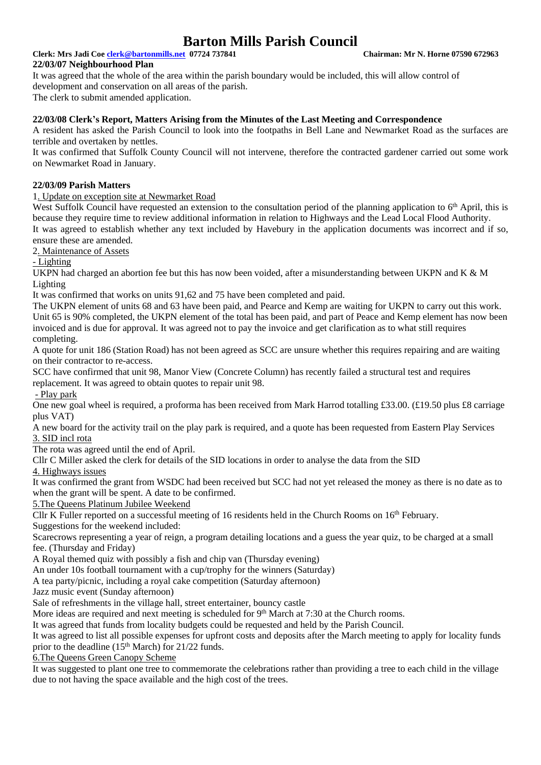**22/03/07 Neighbourhood Plan**

It was agreed that the whole of the area within the parish boundary would be included, this will allow control of development and conservation on all areas of the parish.
The clerk to submit amended application.

**22/03/08 Clerk's Report, Matters Arising from the Minutes of the Last Meeting and Correspondence**

A resident has asked the Parish Council to look into the footpaths in Bell Lane and Newmarket Road as the surfaces are terrible and overtaken by nettles.
It was confirmed that Suffolk County Council will not intervene, therefore the contracted gardener carried out some work on Newmarket Road in January.

**22/03/09 Parish Matters**

1. Update on exception site at Newmarket Road

West Suffolk Council have requested an extension to the consultation period of the planning application to 6th April, this is because they require time to review additional information in relation to Highways and the Lead Local Flood Authority.
It was agreed to establish whether any text included by Havebury in the application documents was incorrect and if so, ensure these are amended.

2. Maintenance of Assets

- Lighting

UKPN had charged an abortion fee but this has now been voided, after a misunderstanding between UKPN and K & M Lighting
It was confirmed that works on units 91,62 and 75 have been completed and paid.
The UKPN element of units 68 and 63 have been paid, and Pearce and Kemp are waiting for UKPN to carry out this work.
Unit 65 is 90% completed, the UKPN element of the total has been paid, and part of Peace and Kemp element has now been invoiced and is due for approval. It was agreed not to pay the invoice and get clarification as to what still requires completing.
A quote for unit 186 (Station Road) has not been agreed as SCC are unsure whether this requires repairing and are waiting on their contractor to re-access.
SCC have confirmed that unit 98, Manor View (Concrete Column) has recently failed a structural test and requires replacement. It was agreed to obtain quotes to repair unit 98.

- Play park

One new goal wheel is required, a proforma has been received from Mark Harrod totalling £33.00. (£19.50 plus £8 carriage plus VAT)
A new board for the activity trail on the play park is required, and a quote has been requested from Eastern Play Services

3. SID incl rota

The rota was agreed until the end of April.
Cllr C Miller asked the clerk for details of the SID locations in order to analyse the data from the SID

4. Highways issues

It was confirmed the grant from WSDC had been received but SCC had not yet released the money as there is no date as to when the grant will be spent. A date to be confirmed.

5. The Queens Platinum Jubilee Weekend

Cllr K Fuller reported on a successful meeting of 16 residents held in the Church Rooms on 16th February.
Suggestions for the weekend included:
Scarecrows representing a year of reign, a program detailing locations and a guess the year quiz, to be charged at a small fee. (Thursday and Friday)
A Royal themed quiz with possibly a fish and chip van (Thursday evening)
An under 10s football tournament with a cup/trophy for the winners (Saturday)
A tea party/picnic, including a royal cake competition (Saturday afternoon)
Jazz music event (Sunday afternoon)
Sale of refreshments in the village hall, street entertainer, bouncy castle
More ideas are required and next meeting is scheduled for 9th March at 7:30 at the Church rooms.
It was agreed that funds from locality budgets could be requested and held by the Parish Council.
It was agreed to list all possible expenses for upfront costs and deposits after the March meeting to apply for locality funds prior to the deadline (15th March) for 21/22 funds.

6. The Queens Green Canopy Scheme

It was suggested to plant one tree to commemorate the celebrations rather than providing a tree to each child in the village due to not having the space available and the high cost of the trees.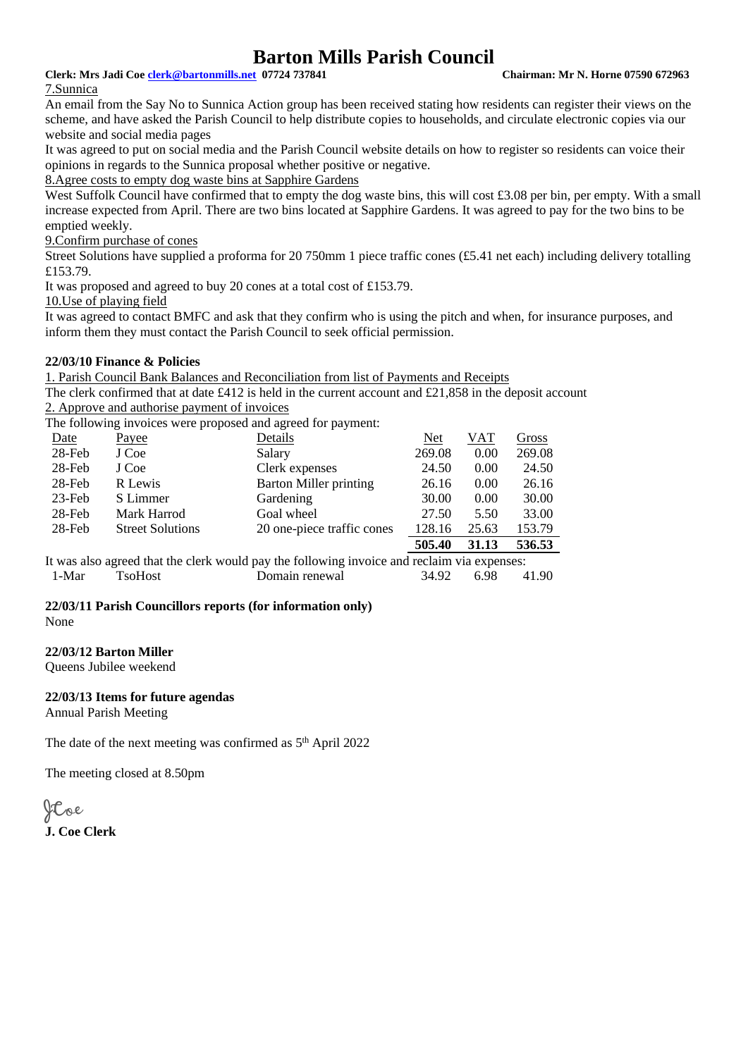# Barton Mills Parish Council

**Clerk: Mrs Jadi Coe clerk@bartonmills.net 07724 737841** **Chairman: Mr N. Horne 07590 672963**

7.Sunnica

An email from the Say No to Sunnica Action group has been received stating how residents can register their views on the scheme, and have asked the Parish Council to help distribute copies to households, and circulate electronic copies via our website and social media pages

It was agreed to put on social media and the Parish Council website details on how to register so residents can voice their opinions in regards to the Sunnica proposal whether positive or negative.

8.Agree costs to empty dog waste bins at Sapphire Gardens

West Suffolk Council have confirmed that to empty the dog waste bins, this will cost £3.08 per bin, per empty. With a small increase expected from April. There are two bins located at Sapphire Gardens. It was agreed to pay for the two bins to be emptied weekly.

9.Confirm purchase of cones

Street Solutions have supplied a proforma for 20 750mm 1 piece traffic cones (£5.41 net each) including delivery totalling £153.79.

It was proposed and agreed to buy 20 cones at a total cost of £153.79.

10.Use of playing field

It was agreed to contact BMFC and ask that they confirm who is using the pitch and when, for insurance purposes, and inform them they must contact the Parish Council to seek official permission.

**22/03/10 Finance & Policies**

1. Parish Council Bank Balances and Reconciliation from list of Payments and Receipts

The clerk confirmed that at date £412 is held in the current account and £21,858 in the deposit account

2. Approve and authorise payment of invoices

The following invoices were proposed and agreed for payment:

| Date | Payee | Details | Net | VAT | Gross |
|---|---|---|---|---|---|
| 28-Feb | J Coe | Salary | 269.08 | 0.00 | 269.08 |
| 28-Feb | J Coe | Clerk expenses | 24.50 | 0.00 | 24.50 |
| 28-Feb | R Lewis | Barton Miller printing | 26.16 | 0.00 | 26.16 |
| 23-Feb | S Limmer | Gardening | 30.00 | 0.00 | 30.00 |
| 28-Feb | Mark Harrod | Goal wheel | 27.50 | 5.50 | 33.00 |
| 28-Feb | Street Solutions | 20 one-piece traffic cones | 128.16 | 25.63 | 153.79 |
| | | | **505.40** | **31.13** | **536.53** |

It was also agreed that the clerk would pay the following invoice and reclaim via expenses:

| | | | | | |
|---|---|---|---|---|---|
| 1-Mar | TsoHost | Domain renewal | 34.92 | 6.98 | 41.90 |

**22/03/11 Parish Councillors reports (for information only)**

None

**22/03/12 Barton Miller**

Queens Jubilee weekend

**22/03/13 Items for future agendas**

Annual Parish Meeting

The date of the next meeting was confirmed as 5th April 2022

The meeting closed at 8.50pm

JCoe

**J. Coe Clerk**